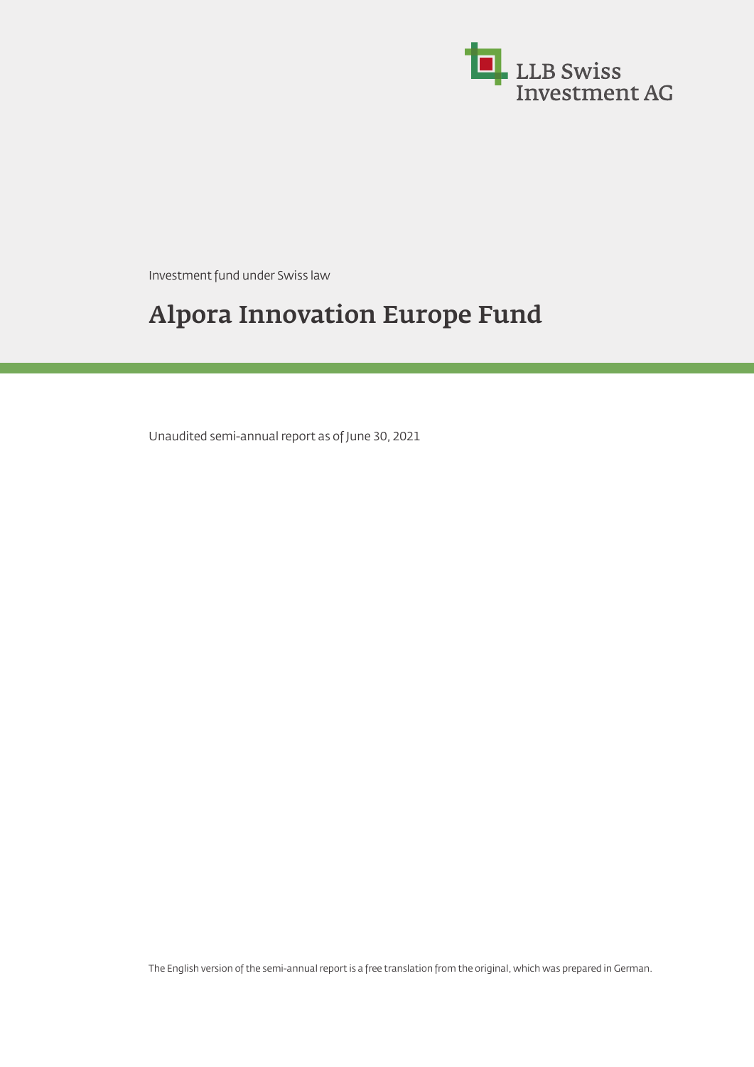LLB Swiss Investment AG

Investment fund under Swiss law

# Alpora Innovation Europe Fund

Unaudited semi-annual report as of June 30, 2021

The English version of the semi-annual report is a free translation from the original, which was prepared in German.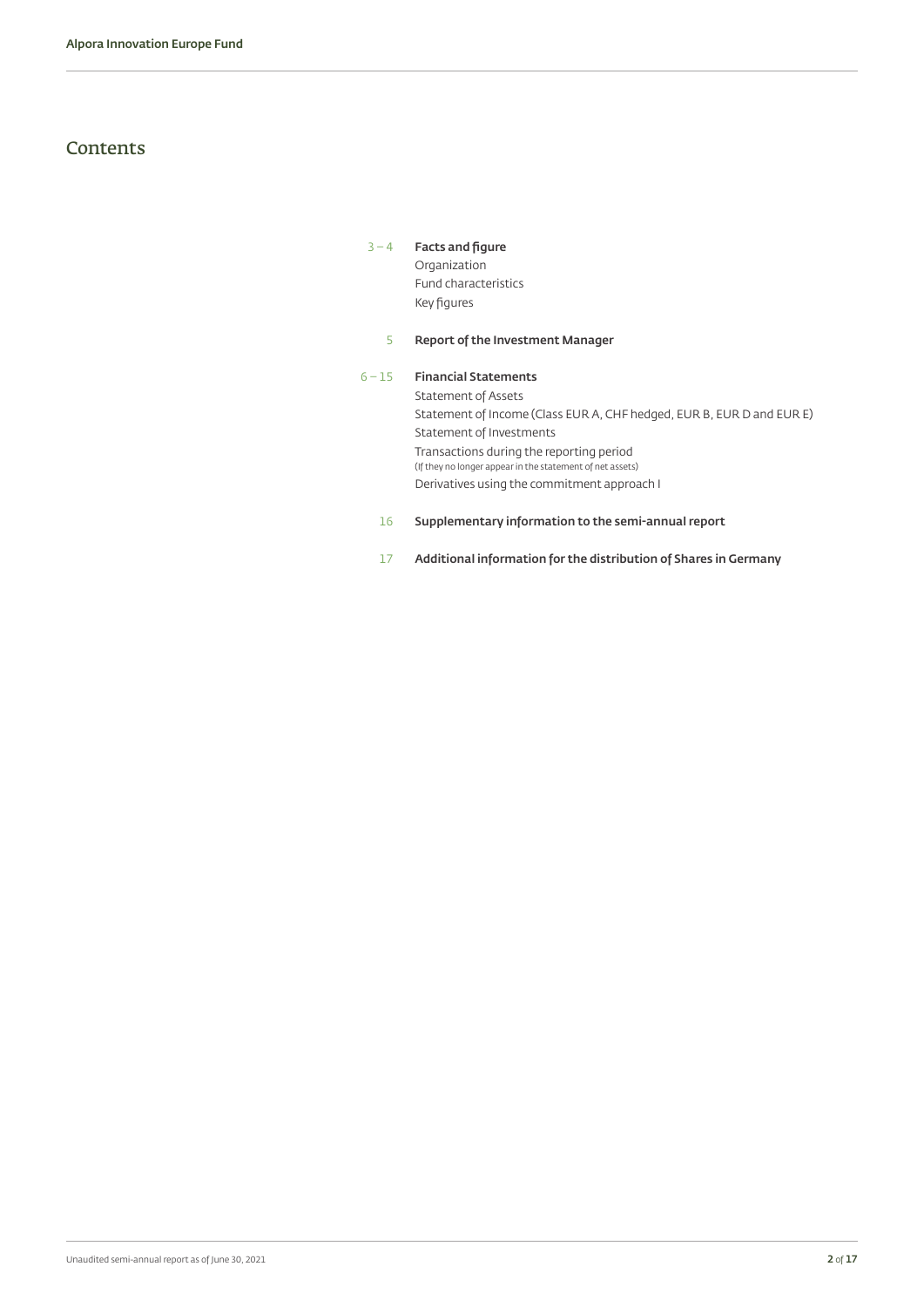# Contents

3 – 4 **Facts and figure**
Organization
Fund characteristics
Key figures

5 **Report of the Investment Manager**

6 – 15 **Financial Statements**
Statement of Assets
Statement of Income (Class EUR A, CHF hedged, EUR B, EUR D and EUR E)
Statement of Investments
Transactions during the reporting period
(If they no longer appear in the statement of net assets)
Derivatives using the commitment approach I

16 **Supplementary information to the semi-annual report**

17 **Additional information for the distribution of Shares in Germany**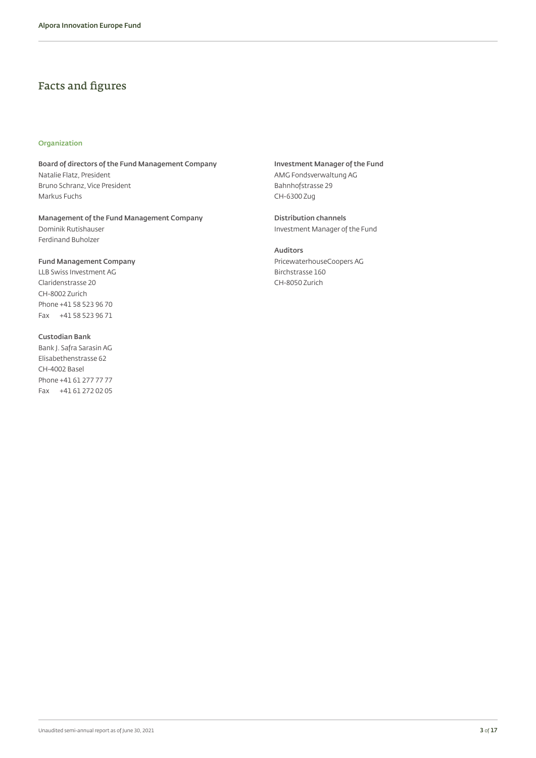# Facts and figures

## Organization

**Board of directors of the Fund Management Company**
Natalie Flatz, President
Bruno Schranz, Vice President
Markus Fuchs

**Management of the Fund Management Company**
Dominik Rutishauser
Ferdinand Buholzer

**Fund Management Company**
LLB Swiss Investment AG
Claridenstrasse 20
CH-8002 Zurich
Phone +41 58 523 96 70
Fax +41 58 523 96 71

**Custodian Bank**
Bank J. Safra Sarasin AG
Elisabethenstrasse 62
CH-4002 Basel
Phone +41 61 277 77 77
Fax +41 61 272 02 05

**Investment Manager of the Fund**
AMG Fondsverwaltung AG
Bahnhofstrasse 29
CH-6300 Zug

**Distribution channels**
Investment Manager of the Fund

**Auditors**
PricewaterhouseCoopers AG
Birchstrasse 160
CH-8050 Zurich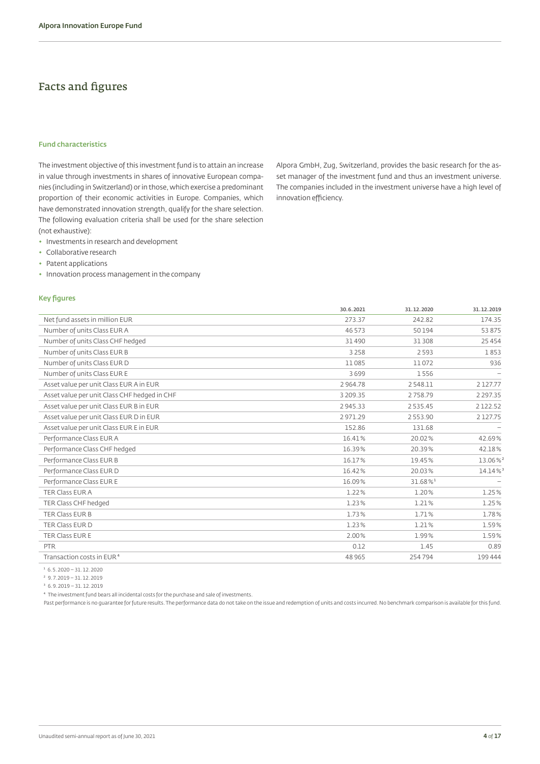# Facts and figures

### Fund characteristics

The investment objective of this investment fund is to attain an increase in value through investments in shares of innovative European companies (including in Switzerland) or in those, which exercise a predominant proportion of their economic activities in Europe. Companies, which have demonstrated innovation strength, qualify for the share selection. The following evaluation criteria shall be used for the share selection (not exhaustive):

- Investments in research and development
- Collaborative research
- Patent applications
- Innovation process management in the company

Alpora GmbH, Zug, Switzerland, provides the basic research for the asset manager of the investment fund and thus an investment universe. The companies included in the investment universe have a high level of innovation efficiency.

### Key figures

| | 30.6.2021 | 31.12.2020 | 31.12.2019 |
|---|---|---|---|
| Net fund assets in million EUR | 273.37 | 242.82 | 174.35 |
| Number of units Class EUR A | 46 573 | 50 194 | 53 875 |
| Number of units Class CHF hedged | 31 490 | 31 308 | 25 454 |
| Number of units Class EUR B | 3 258 | 2 593 | 1 853 |
| Number of units Class EUR D | 11 085 | 11 072 | 936 |
| Number of units Class EUR E | 3 699 | 1 556 | – |
| Asset value per unit Class EUR A in EUR | 2 964.78 | 2 548.11 | 2 127.77 |
| Asset value per unit Class CHF hedged in CHF | 3 209.35 | 2 758.79 | 2 297.35 |
| Asset value per unit Class EUR B in EUR | 2 945.33 | 2 535.45 | 2 122.52 |
| Asset value per unit Class EUR D in EUR | 2 971.29 | 2 553.90 | 2 127.75 |
| Asset value per unit Class EUR E in EUR | 152.86 | 131.68 | – |
| Performance Class EUR A | 16.41% | 20.02% | 42.69% |
| Performance Class CHF hedged | 16.39% | 20.39% | 42.18% |
| Performance Class EUR B | 16.17% | 19.45% | 13.06%[2] |
| Performance Class EUR D | 16.42% | 20.03% | 14.14%[3] |
| Performance Class EUR E | 16.09% | 31.68%[1] | – |
| TER Class EUR A | 1.22% | 1.20% | 1.25% |
| TER Class CHF hedged | 1.23% | 1.21% | 1.25% |
| TER Class EUR B | 1.73% | 1.71% | 1.78% |
| TER Class EUR D | 1.23% | 1.21% | 1.59% |
| TER Class EUR E | 2.00% | 1.99% | 1.59% |
| PTR | 0.12 | 1.45 | 0.89 |
| Transaction costs in EUR[4] | 48 965 | 254 794 | 199 444 |

[1] 6.5.2020 – 31.12.2020

[2] 9.7.2019 – 31.12.2019

[3] 6.9.2019 – 31.12.2019

[4] The investment fund bears all incidental costs for the purchase and sale of investments.

Past performance is no guarantee for future results. The performance data do not take on the issue and redemption of units and costs incurred. No benchmark comparison is available for this fund.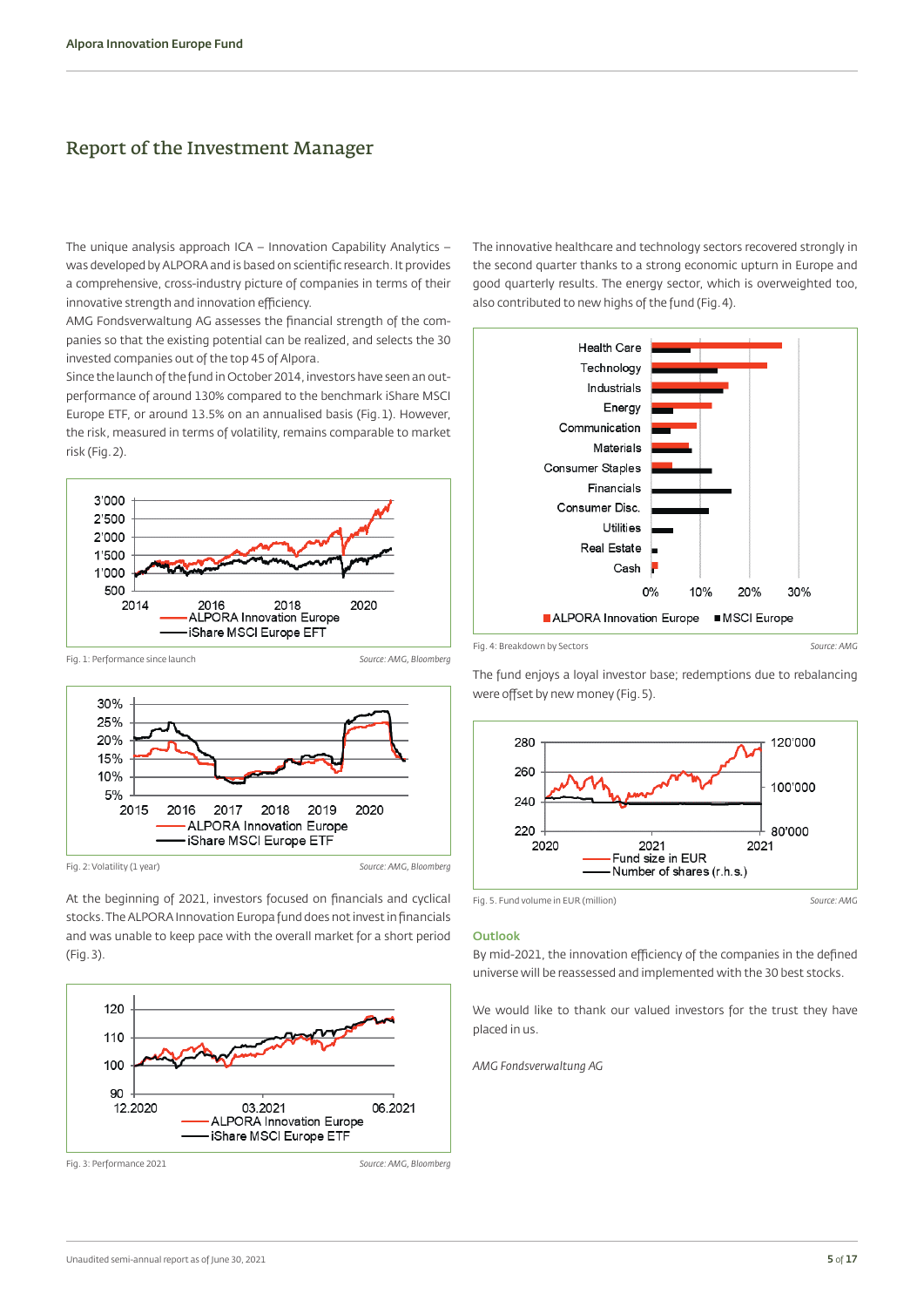## Report of the Investment Manager

The unique analysis approach ICA – Innovation Capability Analytics – was developed by ALPORA and is based on scientific research. It provides a comprehensive, cross-industry picture of companies in terms of their innovative strength and innovation efficiency.

AMG Fondsverwaltung AG assesses the financial strength of the companies so that the existing potential can be realized, and selects the 30 invested companies out of the top 45 of Alpora.

Since the launch of the fund in October 2014, investors have seen an outperformance of around 130% compared to the benchmark iShare MSCI Europe ETF, or around 13.5% on an annualised basis (Fig. 1). However, the risk, measured in terms of volatility, remains comparable to market risk (Fig. 2).

Fig. 1: Performance since launch — Source: AMG, Bloomberg

Fig. 2: Volatility (1 year) — Source: AMG, Bloomberg

At the beginning of 2021, investors focused on financials and cyclical stocks. The ALPORA Innovation Europa fund does not invest in financials and was unable to keep pace with the overall market for a short period (Fig. 3).

Fig. 3: Performance 2021 — Source: AMG, Bloomberg

The innovative healthcare and technology sectors recovered strongly in the second quarter thanks to a strong economic upturn in Europe and good quarterly results. The energy sector, which is overweighted too, also contributed to new highs of the fund (Fig. 4).

Fig. 4: Breakdown by Sectors — Source: AMG

The fund enjoys a loyal investor base; redemptions due to rebalancing were offset by new money (Fig. 5).

Fig. 5. Fund volume in EUR (million) — Source: AMG

### Outlook

By mid-2021, the innovation efficiency of the companies in the defined universe will be reassessed and implemented with the 30 best stocks.

We would like to thank our valued investors for the trust they have placed in us.

*AMG Fondsverwaltung AG*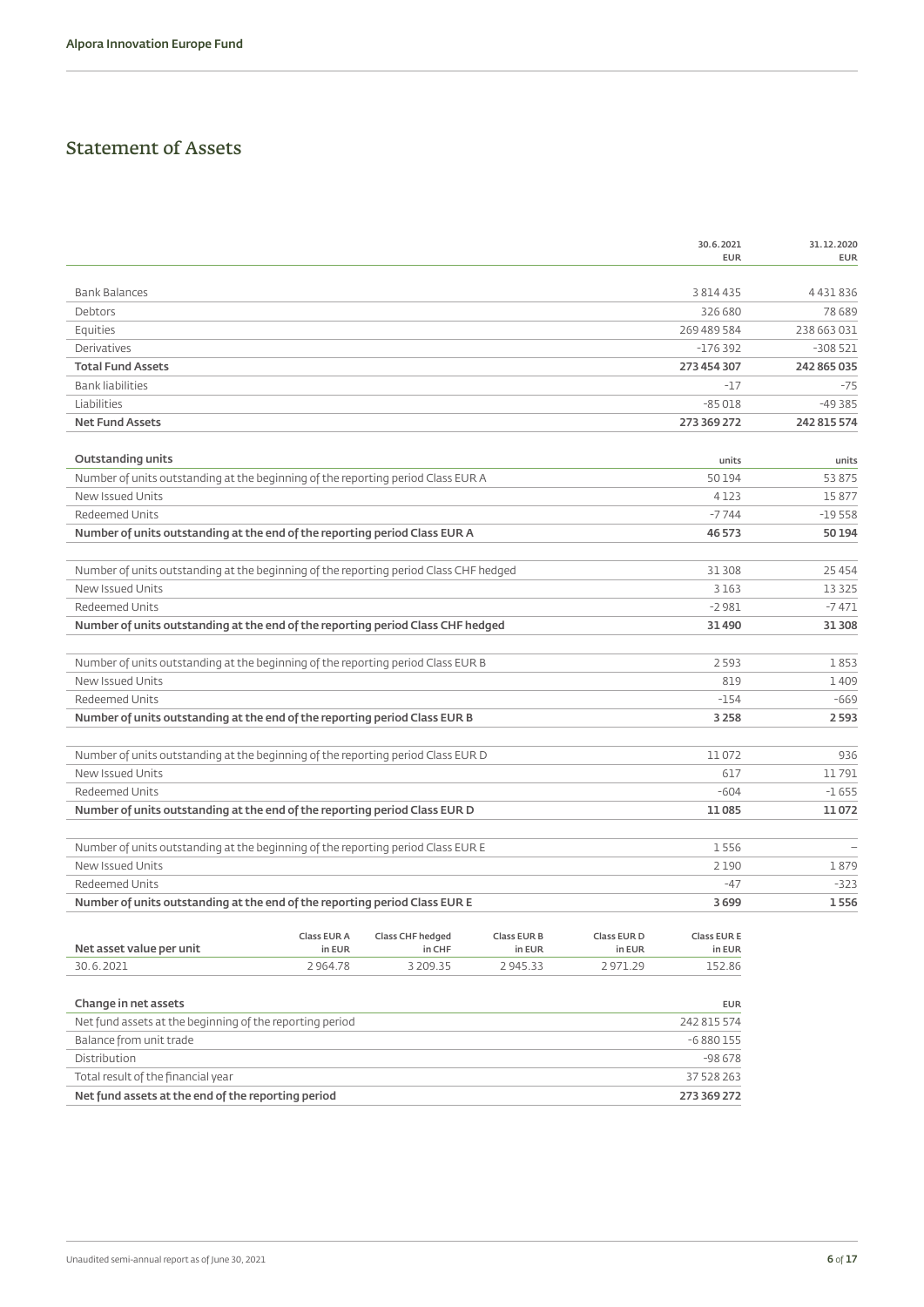# Statement of Assets

| | 30.6.2021 EUR | 31.12.2020 EUR |
|---|---|---|
| Bank Balances | 3 814 435 | 4 431 836 |
| Debtors | 326 680 | 78 689 |
| Equities | 269 489 584 | 238 663 031 |
| Derivatives | -176 392 | -308 521 |
| **Total Fund Assets** | **273 454 307** | **242 865 035** |
| Bank liabilities | -17 | -75 |
| Liabilities | -85 018 | -49 385 |
| **Net Fund Assets** | **273 369 272** | **242 815 574** |

| **Outstanding units** | units | units |
|---|---|---|
| Number of units outstanding at the beginning of the reporting period Class EUR A | 50 194 | 53 875 |
| New Issued Units | 4 123 | 15 877 |
| Redeemed Units | -7 744 | -19 558 |
| **Number of units outstanding at the end of the reporting period Class EUR A** | **46 573** | **50 194** |
| Number of units outstanding at the beginning of the reporting period Class CHF hedged | 31 308 | 25 454 |
| New Issued Units | 3 163 | 13 325 |
| Redeemed Units | -2 981 | -7 471 |
| **Number of units outstanding at the end of the reporting period Class CHF hedged** | **31 490** | **31 308** |
| Number of units outstanding at the beginning of the reporting period Class EUR B | 2 593 | 1 853 |
| New Issued Units | 819 | 1 409 |
| Redeemed Units | -154 | -669 |
| **Number of units outstanding at the end of the reporting period Class EUR B** | **3 258** | **2 593** |
| Number of units outstanding at the beginning of the reporting period Class EUR D | 11 072 | 936 |
| New Issued Units | 617 | 11 791 |
| Redeemed Units | -604 | -1 655 |
| **Number of units outstanding at the end of the reporting period Class EUR D** | **11 085** | **11 072** |
| Number of units outstanding at the beginning of the reporting period Class EUR E | 1 556 | – |
| New Issued Units | 2 190 | 1 879 |
| Redeemed Units | -47 | -323 |
| **Number of units outstanding at the end of the reporting period Class EUR E** | **3 699** | **1 556** |

| **Net asset value per unit** | Class EUR A in EUR | Class CHF hedged in CHF | Class EUR B in EUR | Class EUR D in EUR | Class EUR E in EUR |
|---|---|---|---|---|---|
| 30.6.2021 | 2 964.78 | 3 209.35 | 2 945.33 | 2 971.29 | 152.86 |

| **Change in net assets** | EUR |
|---|---|
| Net fund assets at the beginning of the reporting period | 242 815 574 |
| Balance from unit trade | -6 880 155 |
| Distribution | -98 678 |
| Total result of the financial year | 37 528 263 |
| **Net fund assets at the end of the reporting period** | **273 369 272** |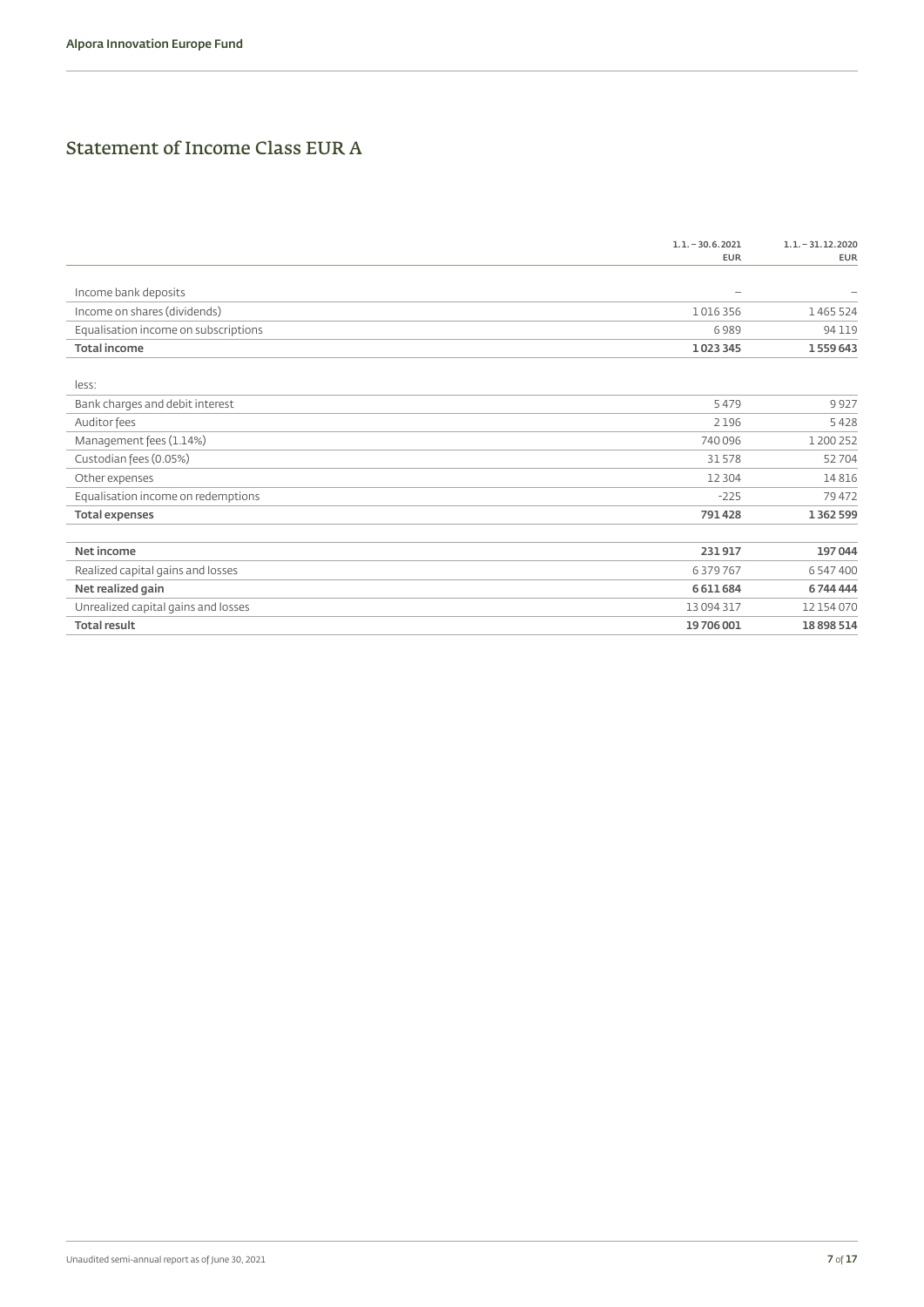# Statement of Income Class EUR A

| | 1.1. – 30.6.2021<br>EUR | 1.1. – 31.12.2020<br>EUR |
|---|---|---|
| Income bank deposits | – | – |
| Income on shares (dividends) | 1 016 356 | 1 465 524 |
| Equalisation income on subscriptions | 6 989 | 94 119 |
| **Total income** | **1 023 345** | **1 559 643** |
| less: | | |
| Bank charges and debit interest | 5 479 | 9 927 |
| Auditor fees | 2 196 | 5 428 |
| Management fees (1.14%) | 740 096 | 1 200 252 |
| Custodian fees (0.05%) | 31 578 | 52 704 |
| Other expenses | 12 304 | 14 816 |
| Equalisation income on redemptions | -225 | 79 472 |
| **Total expenses** | **791 428** | **1 362 599** |
| **Net income** | **231 917** | **197 044** |
| Realized capital gains and losses | 6 379 767 | 6 547 400 |
| **Net realized gain** | **6 611 684** | **6 744 444** |
| Unrealized capital gains and losses | 13 094 317 | 12 154 070 |
| **Total result** | **19 706 001** | **18 898 514** |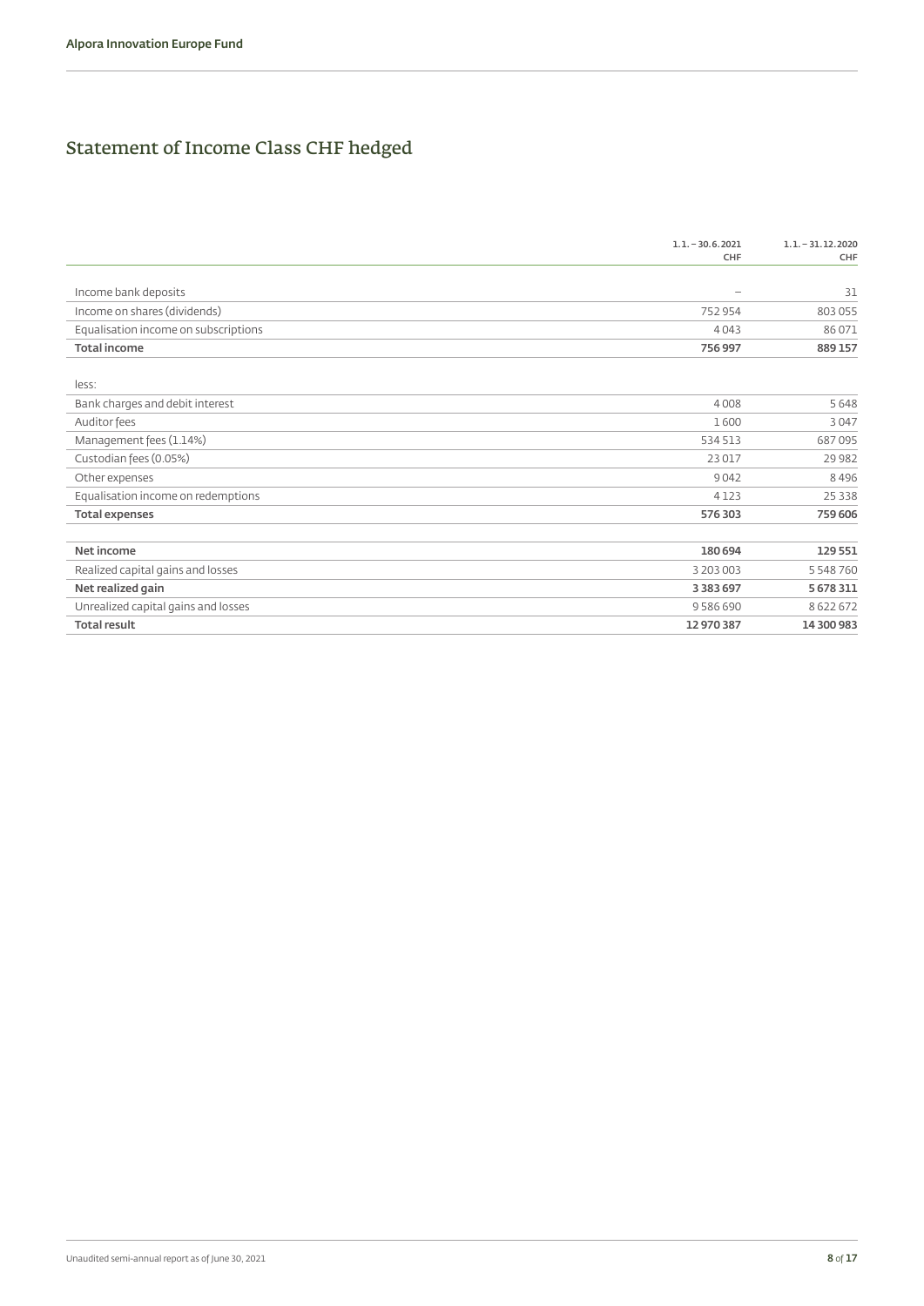# Statement of Income Class CHF hedged

| | 1.1. – 30.6.2021 CHF | 1.1. – 31.12.2020 CHF |
|---|---|---|
| Income bank deposits | – | 31 |
| Income on shares (dividends) | 752 954 | 803 055 |
| Equalisation income on subscriptions | 4 043 | 86 071 |
| **Total income** | **756 997** | **889 157** |
| less: | | |
| Bank charges and debit interest | 4 008 | 5 648 |
| Auditor fees | 1 600 | 3 047 |
| Management fees (1.14%) | 534 513 | 687 095 |
| Custodian fees (0.05%) | 23 017 | 29 982 |
| Other expenses | 9 042 | 8 496 |
| Equalisation income on redemptions | 4 123 | 25 338 |
| **Total expenses** | **576 303** | **759 606** |
| **Net income** | **180 694** | **129 551** |
| Realized capital gains and losses | 3 203 003 | 5 548 760 |
| **Net realized gain** | **3 383 697** | **5 678 311** |
| Unrealized capital gains and losses | 9 586 690 | 8 622 672 |
| **Total result** | **12 970 387** | **14 300 983** |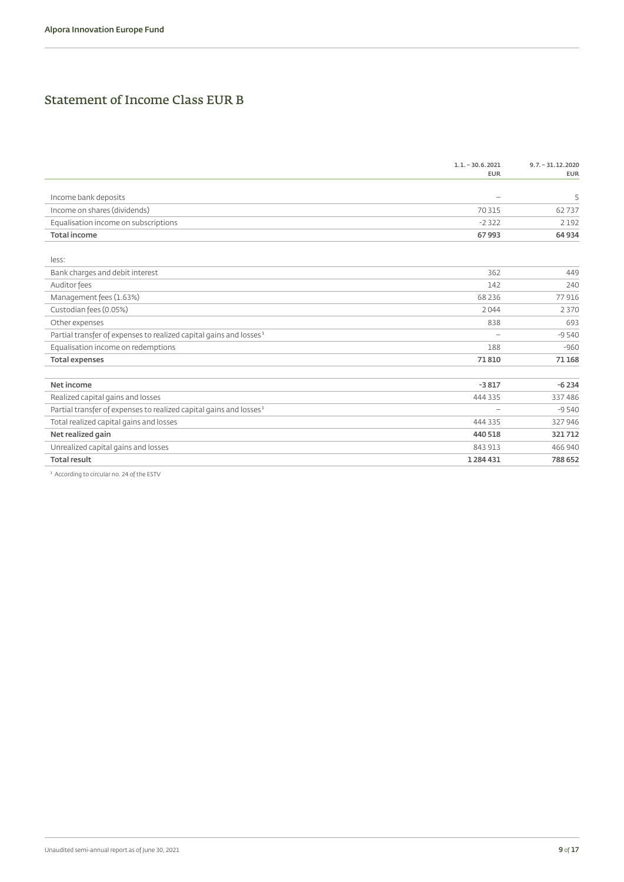# Statement of Income Class EUR B

| | 1.1. – 30.6.2021<br>EUR | 9.7. – 31.12.2020<br>EUR |
|---|---|---|
| Income bank deposits | – | 5 |
| Income on shares (dividends) | 70 315 | 62 737 |
| Equalisation income on subscriptions | -2 322 | 2 192 |
| **Total income** | **67 993** | **64 934** |
| less: | | |
| Bank charges and debit interest | 362 | 449 |
| Auditor fees | 142 | 240 |
| Management fees (1.63%) | 68 236 | 77 916 |
| Custodian fees (0.05%) | 2 044 | 2 370 |
| Other expenses | 838 | 693 |
| Partial transfer of expenses to realized capital gains and losses[1] | – | -9 540 |
| Equalisation income on redemptions | 188 | -960 |
| **Total expenses** | **71 810** | **71 168** |
| **Net income** | **-3 817** | **-6 234** |
| Realized capital gains and losses | 444 335 | 337 486 |
| Partial transfer of expenses to realized capital gains and losses[1] | – | -9 540 |
| Total realized capital gains and losses | 444 335 | 327 946 |
| **Net realized gain** | **440 518** | **321 712** |
| Unrealized capital gains and losses | 843 913 | 466 940 |
| **Total result** | **1 284 431** | **788 652** |

[1] According to circular no. 24 of the ESTV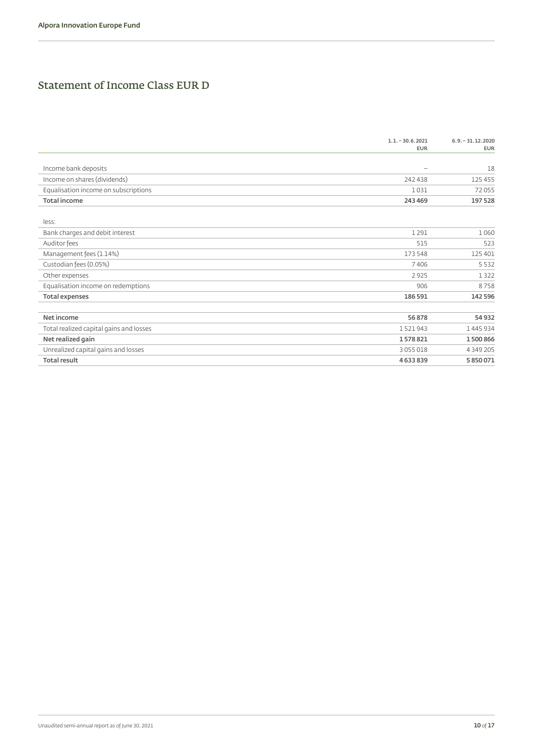# Statement of Income Class EUR D

| | 1.1. – 30.6.2021<br>EUR | 6.9. – 31.12.2020<br>EUR |
|---|---|---|
| Income bank deposits | – | 18 |
| Income on shares (dividends) | 242 438 | 125 455 |
| Equalisation income on subscriptions | 1 031 | 72 055 |
| **Total income** | **243 469** | **197 528** |
| less: | | |
| Bank charges and debit interest | 1 291 | 1 060 |
| Auditor fees | 515 | 523 |
| Management fees (1.14%) | 173 548 | 125 401 |
| Custodian fees (0.05%) | 7 406 | 5 532 |
| Other expenses | 2 925 | 1 322 |
| Equalisation income on redemptions | 906 | 8 758 |
| **Total expenses** | **186 591** | **142 596** |
| **Net income** | **56 878** | **54 932** |
| Total realized capital gains and losses | 1 521 943 | 1 445 934 |
| **Net realized gain** | **1 578 821** | **1 500 866** |
| Unrealized capital gains and losses | 3 055 018 | 4 349 205 |
| **Total result** | **4 633 839** | **5 850 071** |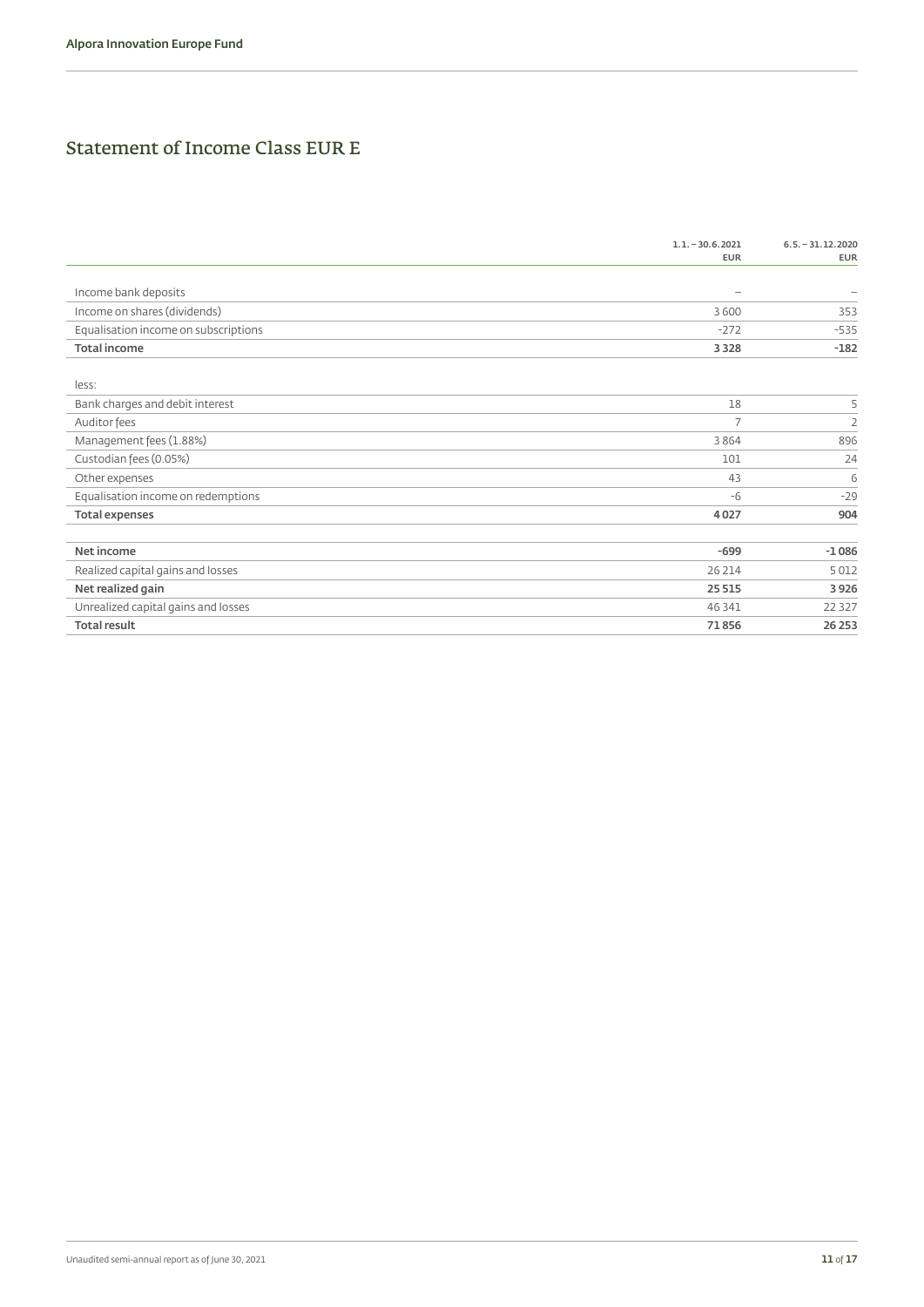## Statement of Income Class EUR E

| | 1.1. – 30.6.2021<br>EUR | 6.5. – 31.12.2020<br>EUR |
|---|---|---|
| Income bank deposits | – | – |
| Income on shares (dividends) | 3 600 | 353 |
| Equalisation income on subscriptions | -272 | -535 |
| **Total income** | **3 328** | **-182** |
| less: | | |
| Bank charges and debit interest | 18 | 5 |
| Auditor fees | 7 | 2 |
| Management fees (1.88%) | 3 864 | 896 |
| Custodian fees (0.05%) | 101 | 24 |
| Other expenses | 43 | 6 |
| Equalisation income on redemptions | -6 | -29 |
| **Total expenses** | **4 027** | **904** |
| **Net income** | **-699** | **-1 086** |
| Realized capital gains and losses | 26 214 | 5 012 |
| **Net realized gain** | **25 515** | **3 926** |
| Unrealized capital gains and losses | 46 341 | 22 327 |
| **Total result** | **71 856** | **26 253** |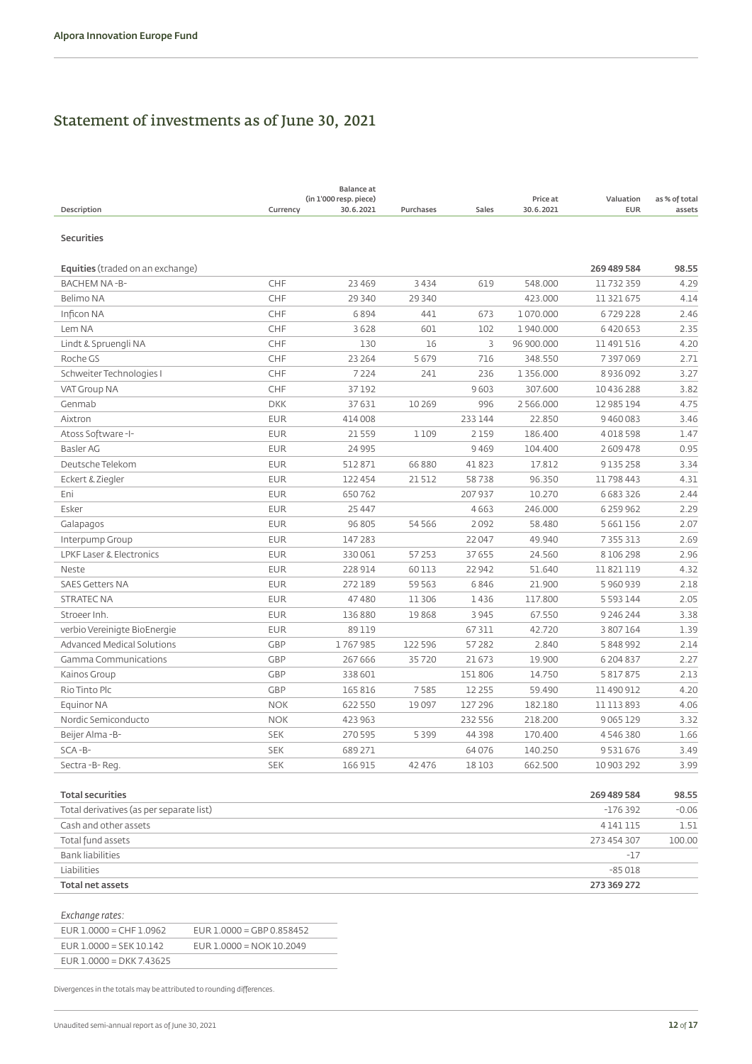# Statement of investments as of June 30, 2021

| Description | Currency | Balance at (in 1'000 resp. piece) 30.6.2021 | Purchases | Sales | Price at 30.6.2021 | Valuation EUR | as % of total assets |
|---|---|---|---|---|---|---|---|
| **Securities** | | | | | | | |
| **Equities** (traded on an exchange) | | | | | | **269 489 584** | **98.55** |
| BACHEM NA -B- | CHF | 23 469 | 3 434 | 619 | 548.000 | 11 732 359 | 4.29 |
| Belimo NA | CHF | 29 340 | 29 340 | | 423.000 | 11 321 675 | 4.14 |
| Inficon NA | CHF | 6 894 | 441 | 673 | 1 070.000 | 6 729 228 | 2.46 |
| Lem NA | CHF | 3 628 | 601 | 102 | 1 940.000 | 6 420 653 | 2.35 |
| Lindt & Spruengli NA | CHF | 130 | 16 | 3 | 96 900.000 | 11 491 516 | 4.20 |
| Roche GS | CHF | 23 264 | 5 679 | 716 | 348.550 | 7 397 069 | 2.71 |
| Schweiter Technologies I | CHF | 7 224 | 241 | 236 | 1 356.000 | 8 936 092 | 3.27 |
| VAT Group NA | CHF | 37 192 | | 9 603 | 307.600 | 10 436 288 | 3.82 |
| Genmab | DKK | 37 631 | 10 269 | 996 | 2 566.000 | 12 985 194 | 4.75 |
| Aixtron | EUR | 414 008 | | 233 144 | 22.850 | 9 460 083 | 3.46 |
| Atoss Software -I- | EUR | 21 559 | 1 109 | 2 159 | 186.400 | 4 018 598 | 1.47 |
| Basler AG | EUR | 24 995 | | 9 469 | 104.400 | 2 609 478 | 0.95 |
| Deutsche Telekom | EUR | 512 871 | 66 880 | 41 823 | 17.812 | 9 135 258 | 3.34 |
| Eckert & Ziegler | EUR | 122 454 | 21 512 | 58 738 | 96.350 | 11 798 443 | 4.31 |
| Eni | EUR | 650 762 | | 207 937 | 10.270 | 6 683 326 | 2.44 |
| Esker | EUR | 25 447 | | 4 663 | 246.000 | 6 259 962 | 2.29 |
| Galapagos | EUR | 96 805 | 54 566 | 2 092 | 58.480 | 5 661 156 | 2.07 |
| Interpump Group | EUR | 147 283 | | 22 047 | 49.940 | 7 355 313 | 2.69 |
| LPKF Laser & Electronics | EUR | 330 061 | 57 253 | 37 655 | 24.560 | 8 106 298 | 2.96 |
| Neste | EUR | 228 914 | 60 113 | 22 942 | 51.640 | 11 821 119 | 4.32 |
| SAES Getters NA | EUR | 272 189 | 59 563 | 6 846 | 21.900 | 5 960 939 | 2.18 |
| STRATEC NA | EUR | 47 480 | 11 306 | 1 436 | 117.800 | 5 593 144 | 2.05 |
| Stroeer Inh. | EUR | 136 880 | 19 868 | 3 945 | 67.550 | 9 246 244 | 3.38 |
| verbio Vereinigte BioEnergie | EUR | 89 119 | | 67 311 | 42.720 | 3 807 164 | 1.39 |
| Advanced Medical Solutions | GBP | 1 767 985 | 122 596 | 57 282 | 2.840 | 5 848 992 | 2.14 |
| Gamma Communications | GBP | 267 666 | 35 720 | 21 673 | 19.900 | 6 204 837 | 2.27 |
| Kainos Group | GBP | 338 601 | | 151 806 | 14.750 | 5 817 875 | 2.13 |
| Rio Tinto Plc | GBP | 165 816 | 7 585 | 12 255 | 59.490 | 11 490 912 | 4.20 |
| Equinor NA | NOK | 622 550 | 19 097 | 127 296 | 182.180 | 11 113 893 | 4.06 |
| Nordic Semiconducto | NOK | 423 963 | | 232 556 | 218.200 | 9 065 129 | 3.32 |
| Beijer Alma -B- | SEK | 270 595 | 5 399 | 44 398 | 170.400 | 4 546 380 | 1.66 |
| SCA -B- | SEK | 689 271 | | 64 076 | 140.250 | 9 531 676 | 3.49 |
| Sectra -B- Reg. | SEK | 166 915 | 42 476 | 18 103 | 662.500 | 10 903 292 | 3.99 |

| | Valuation EUR | as % of total assets |
|---|---|---|
| **Total securities** | **269 489 584** | **98.55** |
| Total derivatives (as per separate list) | -176 392 | -0.06 |
| Cash and other assets | 4 141 115 | 1.51 |
| Total fund assets | 273 454 307 | 100.00 |
| Bank liabilities | -17 | |
| Liabilities | -85 018 | |
| **Total net assets** | **273 369 272** | |

*Exchange rates:*

| | |
|---|---|
| EUR 1.0000 = CHF 1.0962 | EUR 1.0000 = GBP 0.858452 |
| EUR 1.0000 = SEK 10.142 | EUR 1.0000 = NOK 10.2049 |
| EUR 1.0000 = DKK 7.43625 | |

Divergences in the totals may be attributed to rounding differences.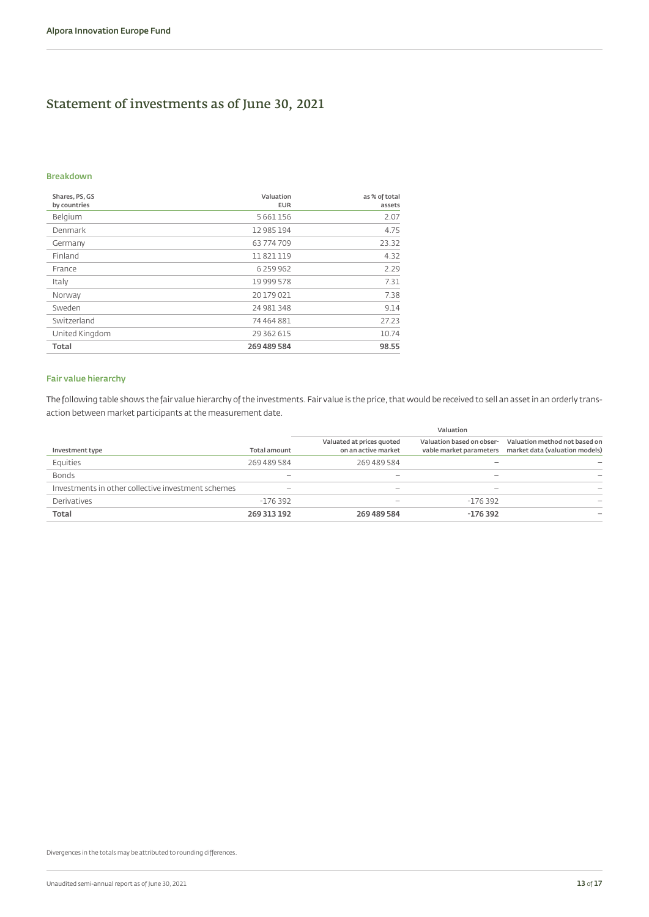# Statement of investments as of June 30, 2021

### Breakdown

| Shares, PS, GS by countries | Valuation EUR | as % of total assets |
|---|---|---|
| Belgium | 5 661 156 | 2.07 |
| Denmark | 12 985 194 | 4.75 |
| Germany | 63 774 709 | 23.32 |
| Finland | 11 821 119 | 4.32 |
| France | 6 259 962 | 2.29 |
| Italy | 19 999 578 | 7.31 |
| Norway | 20 179 021 | 7.38 |
| Sweden | 24 981 348 | 9.14 |
| Switzerland | 74 464 881 | 27.23 |
| United Kingdom | 29 362 615 | 10.74 |
| **Total** | **269 489 584** | **98.55** |

### Fair value hierarchy

The following table shows the fair value hierarchy of the investments. Fair value is the price, that would be received to sell an asset in an orderly transaction between market participants at the measurement date.

| | | Valuation | | |
|---|---|---|---|---|
| Investment type | Total amount | Valuated at prices quoted on an active market | Valuation based on observable market parameters | Valuation method not based on market data (valuation models) |
| Equities | 269 489 584 | 269 489 584 | – | – |
| Bonds | – | – | – | – |
| Investments in other collective investment schemes | – | – | – | – |
| Derivatives | -176 392 | – | -176 392 | – |
| **Total** | **269 313 192** | **269 489 584** | **-176 392** | **–** |

Divergences in the totals may be attributed to rounding differences.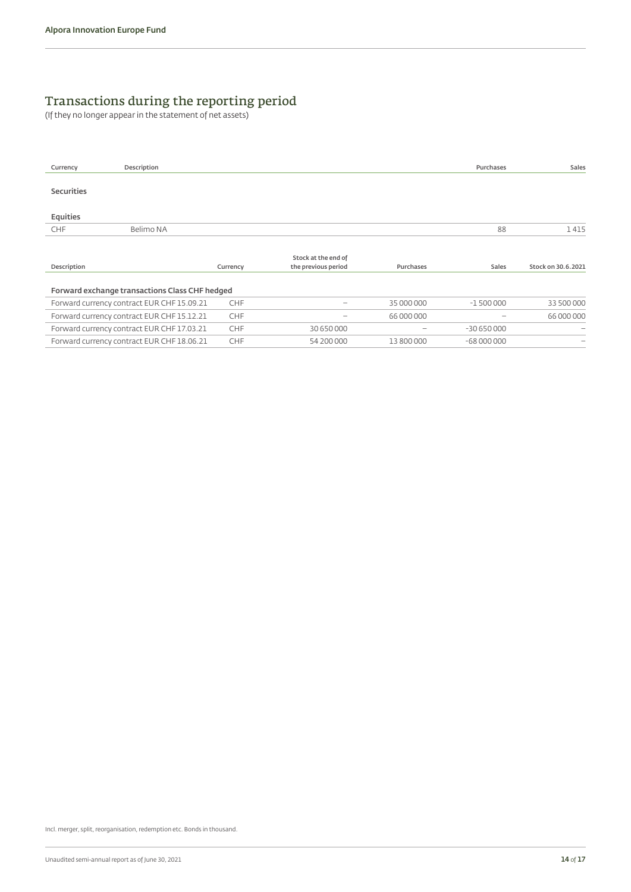# Transactions during the reporting period

(If they no longer appear in the statement of net assets)

| Currency | Description | Purchases | Sales |
|---|---|---|---|
| **Securities** | | | |
| **Equities** | | | |
| CHF | Belimo NA | 88 | 1 415 |

| Description | Currency | Stock at the end of the previous period | Purchases | Sales | Stock on 30.6.2021 |
|---|---|---|---|---|---|
| **Forward exchange transactions Class CHF hedged** | | | | | |
| Forward currency contract EUR CHF 15.09.21 | CHF | – | 35 000 000 | -1 500 000 | 33 500 000 |
| Forward currency contract EUR CHF 15.12.21 | CHF | – | 66 000 000 | – | 66 000 000 |
| Forward currency contract EUR CHF 17.03.21 | CHF | 30 650 000 | – | -30 650 000 | – |
| Forward currency contract EUR CHF 18.06.21 | CHF | 54 200 000 | 13 800 000 | -68 000 000 | – |

Incl. merger, split, reorganisation, redemption etc. Bonds in thousand.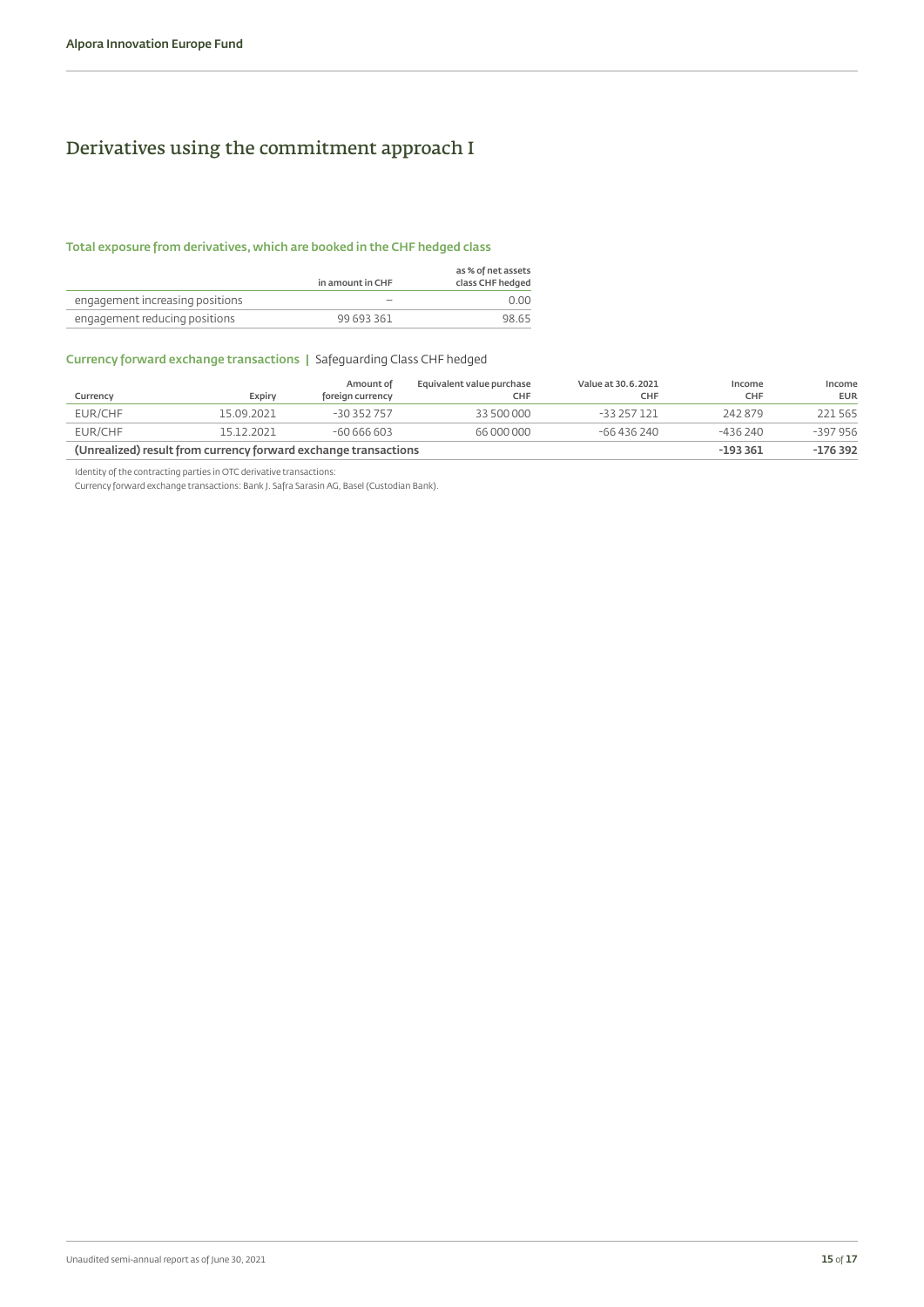# Derivatives using the commitment approach I

### Total exposure from derivatives, which are booked in the CHF hedged class

| | in amount in CHF | as % of net assets class CHF hedged |
|---|---|---|
| engagement increasing positions | – | 0.00 |
| engagement reducing positions | 99 693 361 | 98.65 |

### Currency forward exchange transactions | Safeguarding Class CHF hedged

| Currency | Expiry | Amount of foreign currency | Equivalent value purchase CHF | Value at 30.6.2021 CHF | Income CHF | Income EUR |
|---|---|---|---|---|---|---|
| EUR/CHF | 15.09.2021 | -30 352 757 | 33 500 000 | -33 257 121 | 242 879 | 221 565 |
| EUR/CHF | 15.12.2021 | -60 666 603 | 66 000 000 | -66 436 240 | -436 240 | -397 956 |
| **(Unrealized) result from currency forward exchange transactions** | | | | | **-193 361** | **-176 392** |

Identity of the contracting parties in OTC derivative transactions:
Currency forward exchange transactions: Bank J. Safra Sarasin AG, Basel (Custodian Bank).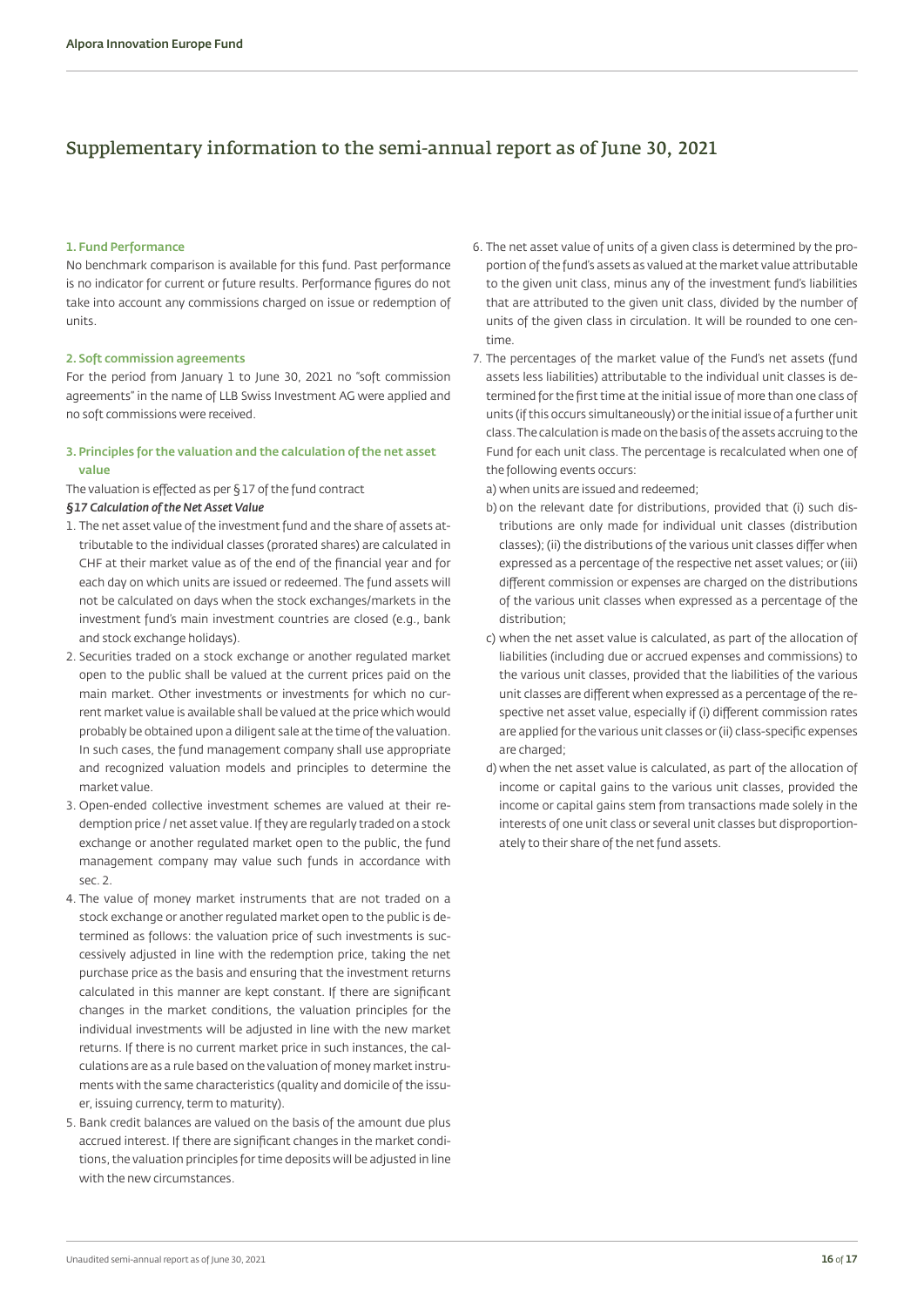# Supplementary information to the semi-annual report as of June 30, 2021

### 1. Fund Performance

No benchmark comparison is available for this fund. Past performance is no indicator for current or future results. Performance figures do not take into account any commissions charged on issue or redemption of units.

### 2. Soft commission agreements

For the period from January 1 to June 30, 2021 no "soft commission agreements" in the name of LLB Swiss Investment AG were applied and no soft commissions were received.

### 3. Principles for the valuation and the calculation of the net asset value

The valuation is effected as per § 17 of the fund contract

***§17 Calculation of the Net Asset Value***

1. The net asset value of the investment fund and the share of assets attributable to the individual classes (prorated shares) are calculated in CHF at their market value as of the end of the financial year and for each day on which units are issued or redeemed. The fund assets will not be calculated on days when the stock exchanges/markets in the investment fund's main investment countries are closed (e.g., bank and stock exchange holidays).
2. Securities traded on a stock exchange or another regulated market open to the public shall be valued at the current prices paid on the main market. Other investments or investments for which no current market value is available shall be valued at the price which would probably be obtained upon a diligent sale at the time of the valuation. In such cases, the fund management company shall use appropriate and recognized valuation models and principles to determine the market value.
3. Open-ended collective investment schemes are valued at their redemption price / net asset value. If they are regularly traded on a stock exchange or another regulated market open to the public, the fund management company may value such funds in accordance with sec. 2.
4. The value of money market instruments that are not traded on a stock exchange or another regulated market open to the public is determined as follows: the valuation price of such investments is successively adjusted in line with the redemption price, taking the net purchase price as the basis and ensuring that the investment returns calculated in this manner are kept constant. If there are significant changes in the market conditions, the valuation principles for the individual investments will be adjusted in line with the new market returns. If there is no current market price in such instances, the calculations are as a rule based on the valuation of money market instruments with the same characteristics (quality and domicile of the issuer, issuing currency, term to maturity).
5. Bank credit balances are valued on the basis of the amount due plus accrued interest. If there are significant changes in the market conditions, the valuation principles for time deposits will be adjusted in line with the new circumstances.
6. The net asset value of units of a given class is determined by the proportion of the fund's assets as valued at the market value attributable to the given unit class, minus any of the investment fund's liabilities that are attributed to the given unit class, divided by the number of units of the given class in circulation. It will be rounded to one centime.
7. The percentages of the market value of the Fund's net assets (fund assets less liabilities) attributable to the individual unit classes is determined for the first time at the initial issue of more than one class of units (if this occurs simultaneously) or the initial issue of a further unit class. The calculation is made on the basis of the assets accruing to the Fund for each unit class. The percentage is recalculated when one of the following events occurs:
   a) when units are issued and redeemed;
   b) on the relevant date for distributions, provided that (i) such distributions are only made for individual unit classes (distribution classes); (ii) the distributions of the various unit classes differ when expressed as a percentage of the respective net asset values; or (iii) different commission or expenses are charged on the distributions of the various unit classes when expressed as a percentage of the distribution;
   c) when the net asset value is calculated, as part of the allocation of liabilities (including due or accrued expenses and commissions) to the various unit classes, provided that the liabilities of the various unit classes are different when expressed as a percentage of the respective net asset value, especially if (i) different commission rates are applied for the various unit classes or (ii) class-specific expenses are charged;
   d) when the net asset value is calculated, as part of the allocation of income or capital gains to the various unit classes, provided the income or capital gains stem from transactions made solely in the interests of one unit class or several unit classes but disproportionately to their share of the net fund assets.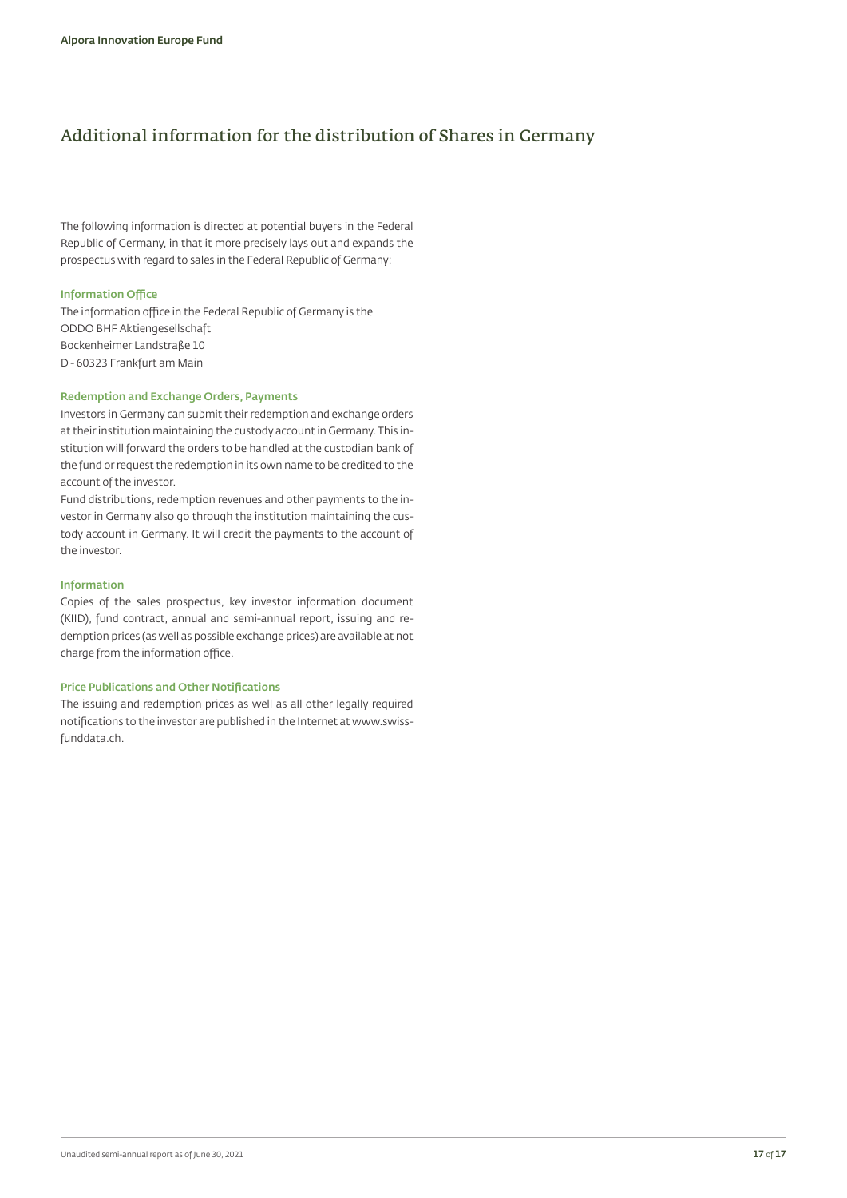# Additional information for the distribution of Shares in Germany

The following information is directed at potential buyers in the Federal Republic of Germany, in that it more precisely lays out and expands the prospectus with regard to sales in the Federal Republic of Germany:

### Information Office

The information office in the Federal Republic of Germany is the
ODDO BHF Aktiengesellschaft
Bockenheimer Landstraße 10
D - 60323 Frankfurt am Main

### Redemption and Exchange Orders, Payments

Investors in Germany can submit their redemption and exchange orders at their institution maintaining the custody account in Germany. This institution will forward the orders to be handled at the custodian bank of the fund or request the redemption in its own name to be credited to the account of the investor.

Fund distributions, redemption revenues and other payments to the investor in Germany also go through the institution maintaining the custody account in Germany. It will credit the payments to the account of the investor.

### Information

Copies of the sales prospectus, key investor information document (KIID), fund contract, annual and semi-annual report, issuing and redemption prices (as well as possible exchange prices) are available at not charge from the information office.

### Price Publications and Other Notifications

The issuing and redemption prices as well as all other legally required notifications to the investor are published in the Internet at www.swissfunddata.ch.